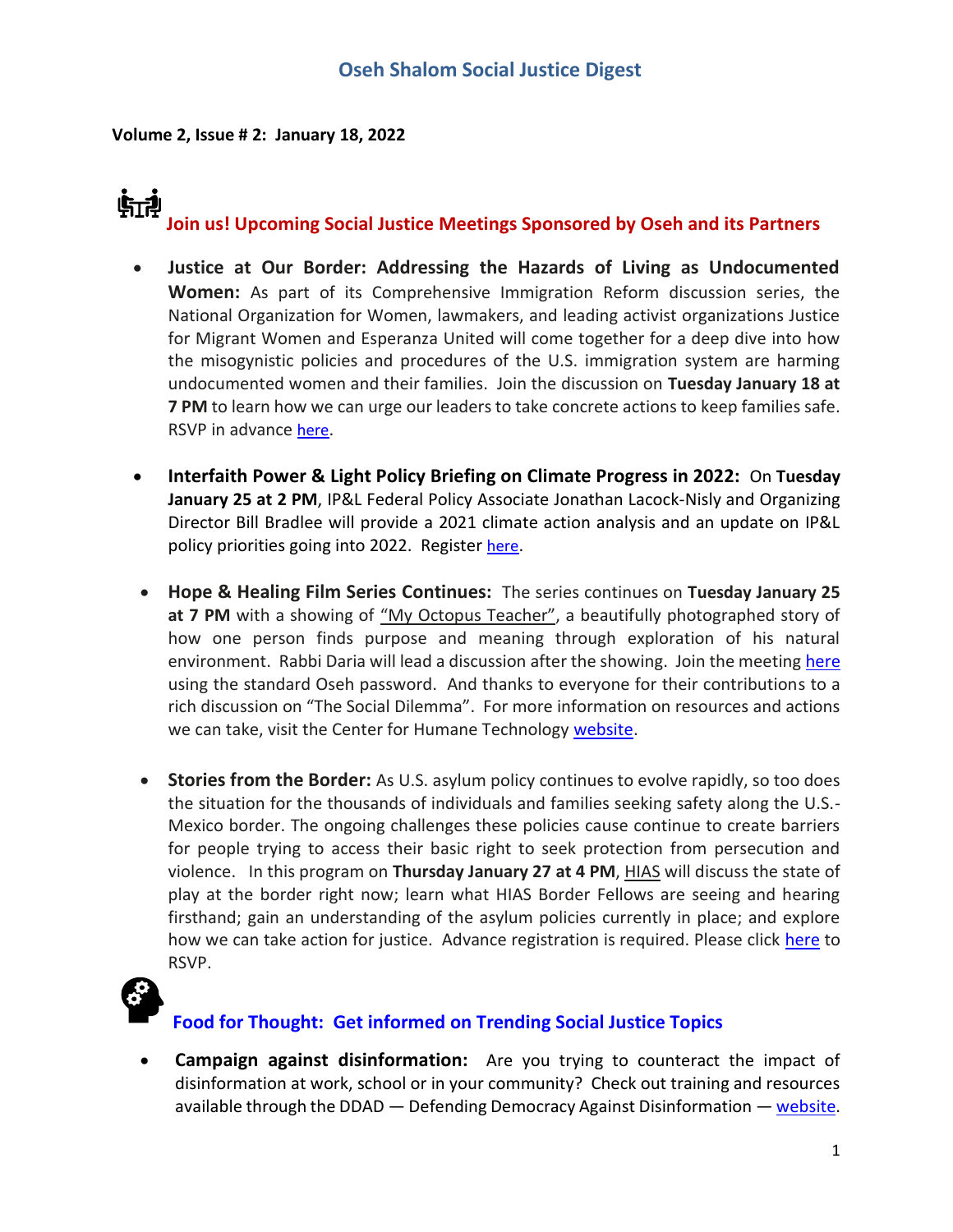# Oseh Shalom Social Justice Digest

**Volume 2, Issue # 2: January 18, 2022**

## Join us! Upcoming Social Justice Meetings Sponsored by Oseh and its Partners

- **Justice at Our Border: Addressing the Hazards of Living as Undocumented Women:** As part of its Comprehensive Immigration Reform discussion series, the National Organization for Women, lawmakers, and leading activist organizations Justice for Migrant Women and Esperanza United will come together for a deep dive into how the misogynistic policies and procedures of the U.S. immigration system are harming undocumented women and their families. Join the discussion on **Tuesday January 18 at 7 PM** to learn how we can urge our leaders to take concrete actions to keep families safe. RSVP in advance here.

- **Interfaith Power & Light Policy Briefing on Climate Progress in 2022:** On **Tuesday January 25 at 2 PM**, IP&L Federal Policy Associate Jonathan Lacock-Nisly and Organizing Director Bill Bradlee will provide a 2021 climate action analysis and an update on IP&L policy priorities going into 2022. Register here.

- **Hope & Healing Film Series Continues:** The series continues on **Tuesday January 25 at 7 PM** with a showing of "My Octopus Teacher", a beautifully photographed story of how one person finds purpose and meaning through exploration of his natural environment. Rabbi Daria will lead a discussion after the showing. Join the meeting here using the standard Oseh password. And thanks to everyone for their contributions to a rich discussion on "The Social Dilemma". For more information on resources and actions we can take, visit the Center for Humane Technology website.

- **Stories from the Border:** As U.S. asylum policy continues to evolve rapidly, so too does the situation for the thousands of individuals and families seeking safety along the U.S.-Mexico border. The ongoing challenges these policies cause continue to create barriers for people trying to access their basic right to seek protection from persecution and violence. In this program on **Thursday January 27 at 4 PM**, HIAS will discuss the state of play at the border right now; learn what HIAS Border Fellows are seeing and hearing firsthand; gain an understanding of the asylum policies currently in place; and explore how we can take action for justice. Advance registration is required. Please click here to RSVP.

## Food for Thought: Get informed on Trending Social Justice Topics

- **Campaign against disinformation:** Are you trying to counteract the impact of disinformation at work, school or in your community? Check out training and resources available through the DDAD — Defending Democracy Against Disinformation — website.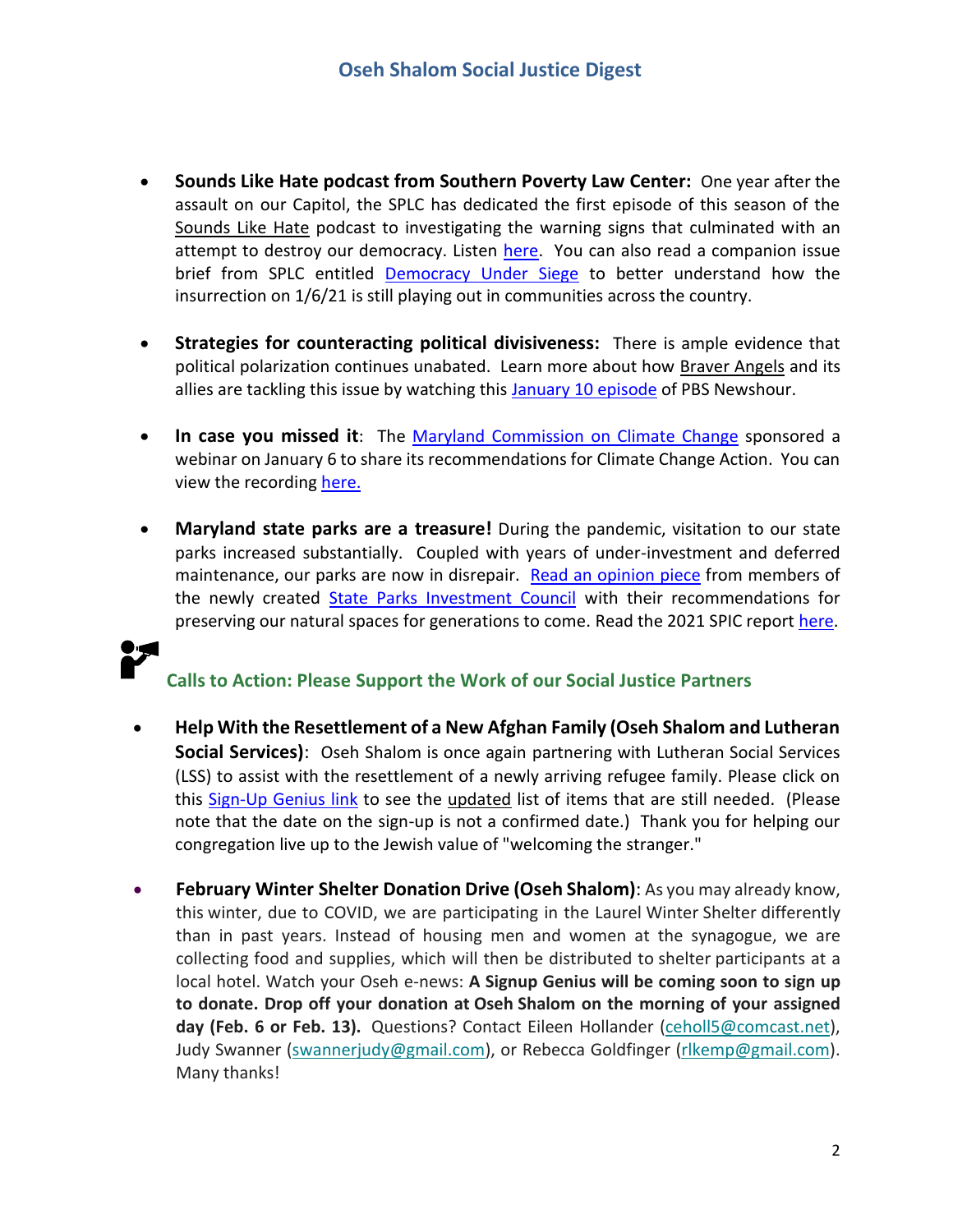- **Sounds Like Hate podcast from Southern Poverty Law Center:** One year after the assault on our Capitol, the SPLC has dedicated the first episode of this season of the Sounds Like Hate podcast to investigating the warning signs that culminated with an attempt to destroy our democracy. Listen here. You can also read a companion issue brief from SPLC entitled Democracy Under Siege to better understand how the insurrection on 1/6/21 is still playing out in communities across the country.

- **Strategies for counteracting political divisiveness:** There is ample evidence that political polarization continues unabated. Learn more about how Braver Angels and its allies are tackling this issue by watching this January 10 episode of PBS Newshour.

- **In case you missed it**: The Maryland Commission on Climate Change sponsored a webinar on January 6 to share its recommendations for Climate Change Action. You can view the recording here.

- **Maryland state parks are a treasure!** During the pandemic, visitation to our state parks increased substantially. Coupled with years of under-investment and deferred maintenance, our parks are now in disrepair. Read an opinion piece from members of the newly created State Parks Investment Council with their recommendations for preserving our natural spaces for generations to come. Read the 2021 SPIC report here.

## Calls to Action: Please Support the Work of our Social Justice Partners

- **Help With the Resettlement of a New Afghan Family (Oseh Shalom and Lutheran Social Services)**: Oseh Shalom is once again partnering with Lutheran Social Services (LSS) to assist with the resettlement of a newly arriving refugee family. Please click on this Sign-Up Genius link to see the updated list of items that are still needed. (Please note that the date on the sign-up is not a confirmed date.) Thank you for helping our congregation live up to the Jewish value of "welcoming the stranger."

- **February Winter Shelter Donation Drive (Oseh Shalom)**: As you may already know, this winter, due to COVID, we are participating in the Laurel Winter Shelter differently than in past years. Instead of housing men and women at the synagogue, we are collecting food and supplies, which will then be distributed to shelter participants at a local hotel. Watch your Oseh e-news: **A Signup Genius will be coming soon to sign up to donate. Drop off your donation at Oseh Shalom on the morning of your assigned day (Feb. 6 or Feb. 13).** Questions? Contact Eileen Hollander (ceholl5@comcast.net), Judy Swanner (swannerjudy@gmail.com), or Rebecca Goldfinger (rlkemp@gmail.com). Many thanks!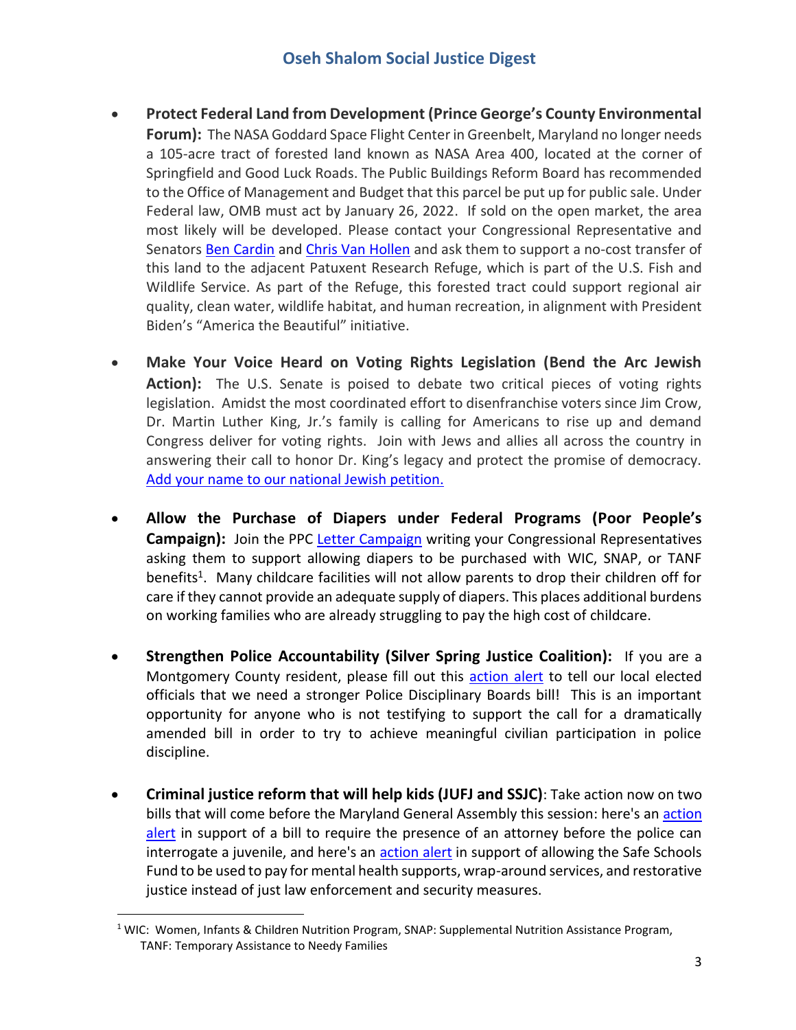## Oseh Shalom Social Justice Digest

- **Protect Federal Land from Development (Prince George's County Environmental Forum):** The NASA Goddard Space Flight Center in Greenbelt, Maryland no longer needs a 105-acre tract of forested land known as NASA Area 400, located at the corner of Springfield and Good Luck Roads. The Public Buildings Reform Board has recommended to the Office of Management and Budget that this parcel be put up for public sale. Under Federal law, OMB must act by January 26, 2022. If sold on the open market, the area most likely will be developed. Please contact your Congressional Representative and Senators Ben Cardin and Chris Van Hollen and ask them to support a no-cost transfer of this land to the adjacent Patuxent Research Refuge, which is part of the U.S. Fish and Wildlife Service. As part of the Refuge, this forested tract could support regional air quality, clean water, wildlife habitat, and human recreation, in alignment with President Biden's "America the Beautiful" initiative.

- **Make Your Voice Heard on Voting Rights Legislation (Bend the Arc Jewish Action):** The U.S. Senate is poised to debate two critical pieces of voting rights legislation. Amidst the most coordinated effort to disenfranchise voters since Jim Crow, Dr. Martin Luther King, Jr.'s family is calling for Americans to rise up and demand Congress deliver for voting rights. Join with Jews and allies all across the country in answering their call to honor Dr. King's legacy and protect the promise of democracy. Add your name to our national Jewish petition.

- **Allow the Purchase of Diapers under Federal Programs (Poor People's Campaign):** Join the PPC Letter Campaign writing your Congressional Representatives asking them to support allowing diapers to be purchased with WIC, SNAP, or TANF benefits[1]. Many childcare facilities will not allow parents to drop their children off for care if they cannot provide an adequate supply of diapers. This places additional burdens on working families who are already struggling to pay the high cost of childcare.

- **Strengthen Police Accountability (Silver Spring Justice Coalition):** If you are a Montgomery County resident, please fill out this action alert to tell our local elected officials that we need a stronger Police Disciplinary Boards bill! This is an important opportunity for anyone who is not testifying to support the call for a dramatically amended bill in order to try to achieve meaningful civilian participation in police discipline.

- **Criminal justice reform that will help kids (JUFJ and SSJC)**: Take action now on two bills that will come before the Maryland General Assembly this session: here's an action alert in support of a bill to require the presence of an attorney before the police can interrogate a juvenile, and here's an action alert in support of allowing the Safe Schools Fund to be used to pay for mental health supports, wrap-around services, and restorative justice instead of just law enforcement and security measures.

---

[1] WIC: Women, Infants & Children Nutrition Program, SNAP: Supplemental Nutrition Assistance Program, TANF: Temporary Assistance to Needy Families